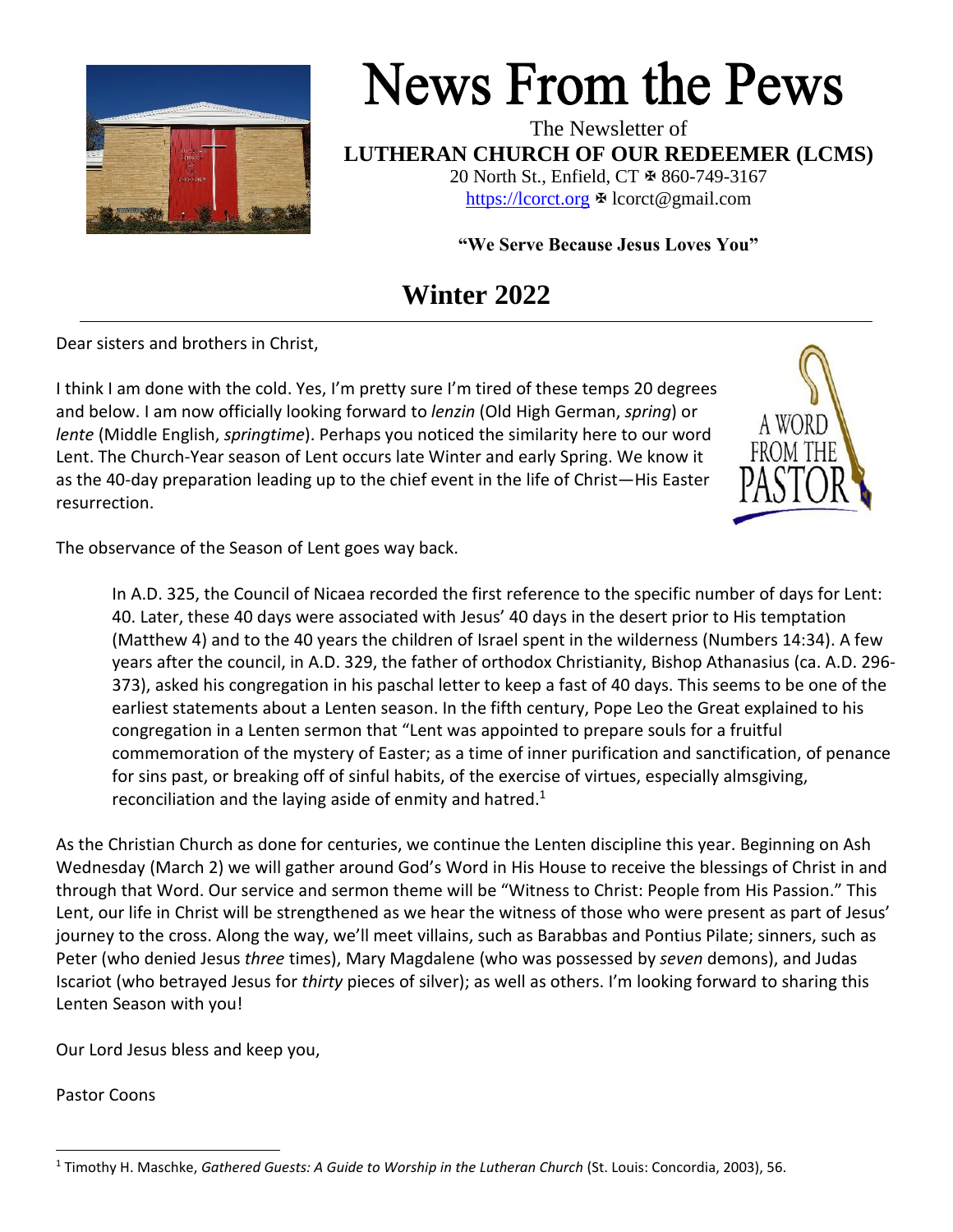# News From the Pews

The Newsletter of
**LUTHERAN CHURCH OF OUR REDEEMER (LCMS)**
20 North St., Enfield, CT ✠ 860-749-3167
https://lcorct.org ✠ lcorct@gmail.com

**"We Serve Because Jesus Loves You"**

## Winter 2022

Dear sisters and brothers in Christ,

I think I am done with the cold. Yes, I'm pretty sure I'm tired of these temps 20 degrees and below. I am now officially looking forward to *lenzin* (Old High German, *spring*) or *lente* (Middle English, *springtime*). Perhaps you noticed the similarity here to our word Lent. The Church-Year season of Lent occurs late Winter and early Spring. We know it as the 40-day preparation leading up to the chief event in the life of Christ—His Easter resurrection.

The observance of the Season of Lent goes way back.

> In A.D. 325, the Council of Nicaea recorded the first reference to the specific number of days for Lent: 40. Later, these 40 days were associated with Jesus' 40 days in the desert prior to His temptation (Matthew 4) and to the 40 years the children of Israel spent in the wilderness (Numbers 14:34). A few years after the council, in A.D. 329, the father of orthodox Christianity, Bishop Athanasius (ca. A.D. 296-373), asked his congregation in his paschal letter to keep a fast of 40 days. This seems to be one of the earliest statements about a Lenten season. In the fifth century, Pope Leo the Great explained to his congregation in a Lenten sermon that "Lent was appointed to prepare souls for a fruitful commemoration of the mystery of Easter; as a time of inner purification and sanctification, of penance for sins past, or breaking off of sinful habits, of the exercise of virtues, especially almsgiving, reconciliation and the laying aside of enmity and hatred.[1]

As the Christian Church as done for centuries, we continue the Lenten discipline this year. Beginning on Ash Wednesday (March 2) we will gather around God's Word in His House to receive the blessings of Christ in and through that Word. Our service and sermon theme will be "Witness to Christ: People from His Passion." This Lent, our life in Christ will be strengthened as we hear the witness of those who were present as part of Jesus' journey to the cross. Along the way, we'll meet villains, such as Barabbas and Pontius Pilate; sinners, such as Peter (who denied Jesus *three* times), Mary Magdalene (who was possessed by *seven* demons), and Judas Iscariot (who betrayed Jesus for *thirty* pieces of silver); as well as others. I'm looking forward to sharing this Lenten Season with you!

Our Lord Jesus bless and keep you,

Pastor Coons

---

[1] Timothy H. Maschke, *Gathered Guests: A Guide to Worship in the Lutheran Church* (St. Louis: Concordia, 2003), 56.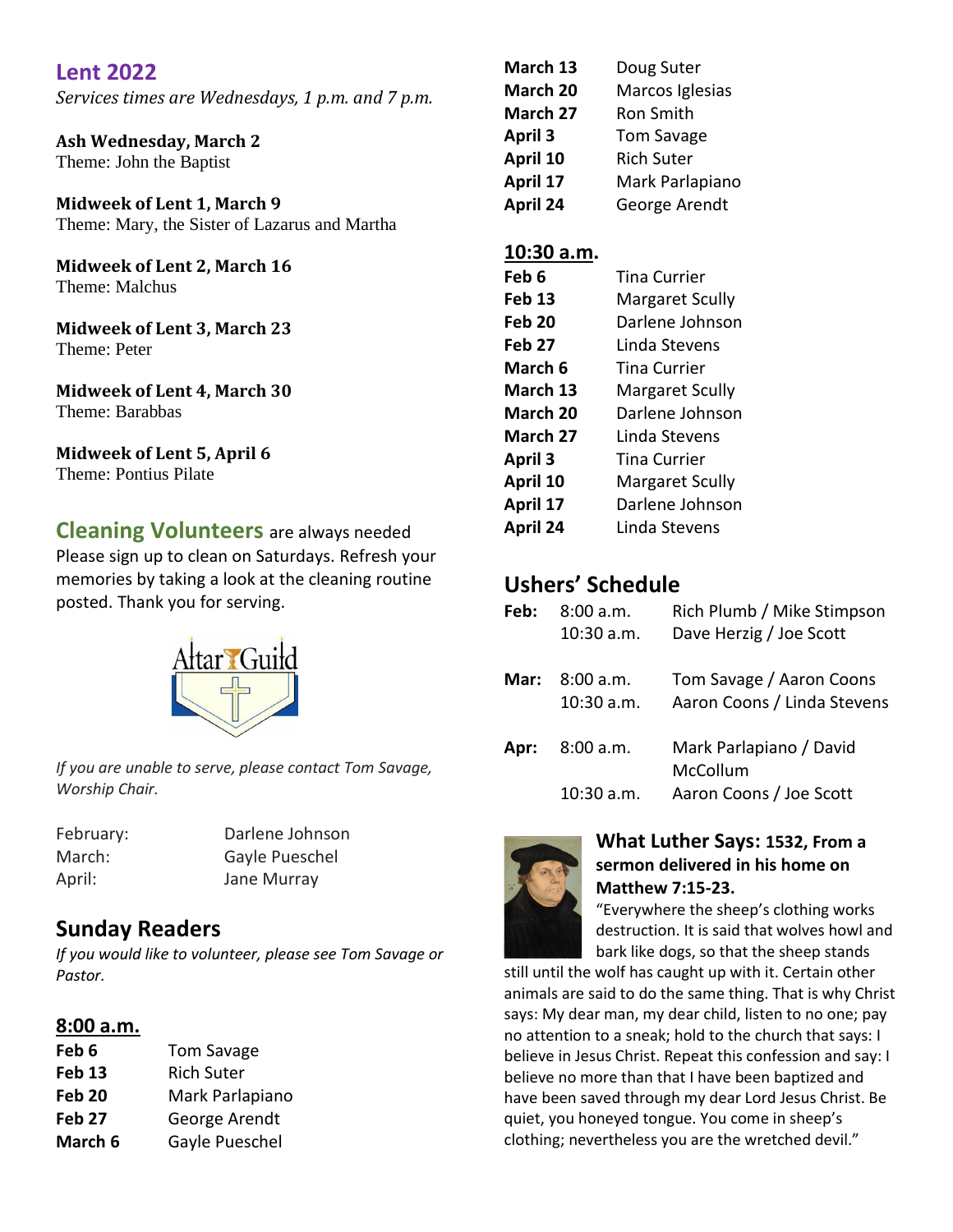## Lent 2022

*Services times are Wednesdays, 1 p.m. and 7 p.m.*

**Ash Wednesday, March 2**
Theme: John the Baptist

**Midweek of Lent 1, March 9**
Theme: Mary, the Sister of Lazarus and Martha

**Midweek of Lent 2, March 16**
Theme: Malchus

**Midweek of Lent 3, March 23**
Theme: Peter

**Midweek of Lent 4, March 30**
Theme: Barabbas

**Midweek of Lent 5, April 6**
Theme: Pontius Pilate

## Cleaning Volunteers are always needed

Please sign up to clean on Saturdays. Refresh your memories by taking a look at the cleaning routine posted. Thank you for serving.

Altar Guild

*If you are unable to serve, please contact Tom Savage, Worship Chair.*

| | |
|---|---|
| February: | Darlene Johnson |
| March: | Gayle Pueschel |
| April: | Jane Murray |

## Sunday Readers

*If you would like to volunteer, please see Tom Savage or Pastor.*

### 8:00 a.m.

| | |
|---|---|
| **Feb 6** | Tom Savage |
| **Feb 13** | Rich Suter |
| **Feb 20** | Mark Parlapiano |
| **Feb 27** | George Arendt |
| **March 6** | Gayle Pueschel |
| **March 13** | Doug Suter |
| **March 20** | Marcos Iglesias |
| **March 27** | Ron Smith |
| **April 3** | Tom Savage |
| **April 10** | Rich Suter |
| **April 17** | Mark Parlapiano |
| **April 24** | George Arendt |

### 10:30 a.m.

| | |
|---|---|
| **Feb 6** | Tina Currier |
| **Feb 13** | Margaret Scully |
| **Feb 20** | Darlene Johnson |
| **Feb 27** | Linda Stevens |
| **March 6** | Tina Currier |
| **March 13** | Margaret Scully |
| **March 20** | Darlene Johnson |
| **March 27** | Linda Stevens |
| **April 3** | Tina Currier |
| **April 10** | Margaret Scully |
| **April 17** | Darlene Johnson |
| **April 24** | Linda Stevens |

## Ushers' Schedule

| | | |
|---|---|---|
| **Feb:** | 8:00 a.m. | Rich Plumb / Mike Stimpson |
| | 10:30 a.m. | Dave Herzig / Joe Scott |
| **Mar:** | 8:00 a.m. | Tom Savage / Aaron Coons |
| | 10:30 a.m. | Aaron Coons / Linda Stevens |
| **Apr:** | 8:00 a.m. | Mark Parlapiano / David McCollum |
| | 10:30 a.m. | Aaron Coons / Joe Scott |

## What Luther Says: 1532, From a sermon delivered in his home on Matthew 7:15-23.

"Everywhere the sheep's clothing works destruction. It is said that wolves howl and bark like dogs, so that the sheep stands still until the wolf has caught up with it. Certain other animals are said to do the same thing. That is why Christ says: My dear man, my dear child, listen to no one; pay no attention to a sneak; hold to the church that says: I believe in Jesus Christ. Repeat this confession and say: I believe no more than that I have been baptized and have been saved through my dear Lord Jesus Christ. Be quiet, you honeyed tongue. You come in sheep's clothing; nevertheless you are the wretched devil."